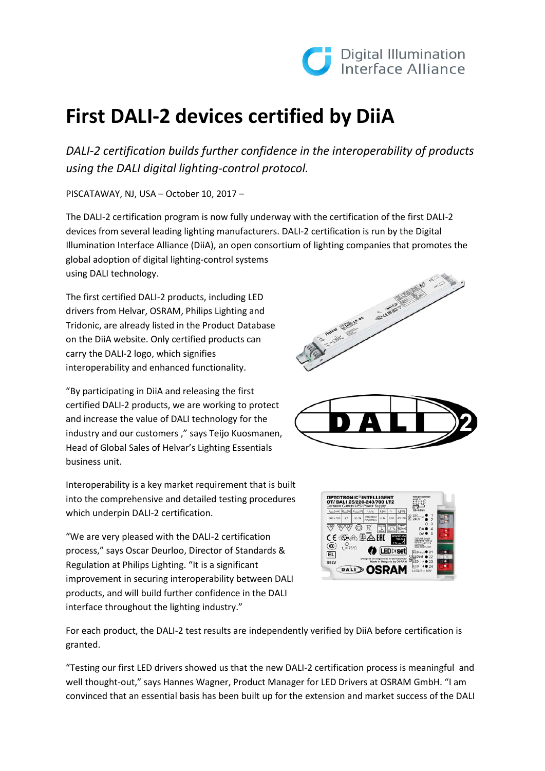# First DALI-2 devices certified by DiiA

*DALI-2 certification builds further confidence in the interoperability of products using the DALI digital lighting-control protocol.*

PISCATAWAY, NJ, USA – October 10, 2017 –

The DALI-2 certification program is now fully underway with the certification of the first DALI-2 devices from several leading lighting manufacturers. DALI-2 certification is run by the Digital Illumination Interface Alliance (DiiA), an open consortium of lighting companies that promotes the global adoption of digital lighting-control systems using DALI technology.

The first certified DALI-2 products, including LED drivers from Helvar, OSRAM, Philips Lighting and Tridonic, are already listed in the Product Database on the DiiA website. Only certified products can carry the DALI-2 logo, which signifies interoperability and enhanced functionality.

"By participating in DiiA and releasing the first certified DALI-2 products, we are working to protect and increase the value of DALI technology for the industry and our customers ," says Teijo Kuosmanen, Head of Global Sales of Helvar's Lighting Essentials business unit.

Interoperability is a key market requirement that is built into the comprehensive and detailed testing procedures which underpin DALI-2 certification.

"We are very pleased with the DALI-2 certification process," says Oscar Deurloo, Director of Standards & Regulation at Philips Lighting. "It is a significant improvement in securing interoperability between DALI products, and will build further confidence in the DALI interface throughout the lighting industry."

For each product, the DALI-2 test results are independently verified by DiiA before certification is granted.

"Testing our first LED drivers showed us that the new DALI-2 certification process is meaningful and well thought-out," says Hannes Wagner, Product Manager for LED Drivers at OSRAM GmbH. "I am convinced that an essential basis has been built up for the extension and market success of the DALI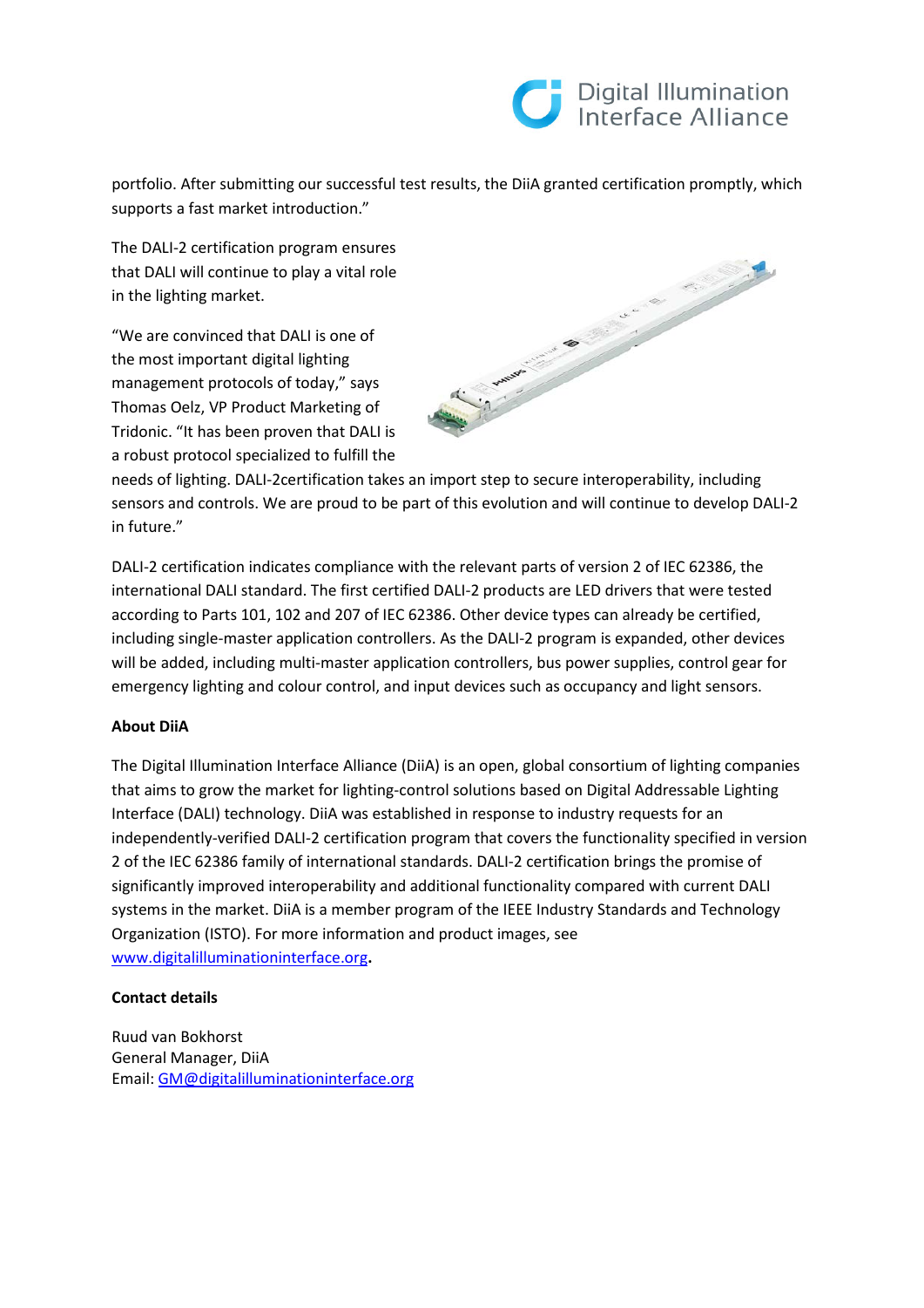portfolio. After submitting our successful test results, the DiiA granted certification promptly, which supports a fast market introduction."

The DALI-2 certification program ensures that DALI will continue to play a vital role in the lighting market.

"We are convinced that DALI is one of the most important digital lighting management protocols of today," says Thomas Oelz, VP Product Marketing of Tridonic. "It has been proven that DALI is a robust protocol specialized to fulfill the needs of lighting. DALI-2certification takes an import step to secure interoperability, including sensors and controls. We are proud to be part of this evolution and will continue to develop DALI-2 in future."

DALI-2 certification indicates compliance with the relevant parts of version 2 of IEC 62386, the international DALI standard. The first certified DALI-2 products are LED drivers that were tested according to Parts 101, 102 and 207 of IEC 62386. Other device types can already be certified, including single-master application controllers. As the DALI-2 program is expanded, other devices will be added, including multi-master application controllers, bus power supplies, control gear for emergency lighting and colour control, and input devices such as occupancy and light sensors.

**About DiiA**

The Digital Illumination Interface Alliance (DiiA) is an open, global consortium of lighting companies that aims to grow the market for lighting-control solutions based on Digital Addressable Lighting Interface (DALI) technology. DiiA was established in response to industry requests for an independently-verified DALI-2 certification program that covers the functionality specified in version 2 of the IEC 62386 family of international standards. DALI-2 certification brings the promise of significantly improved interoperability and additional functionality compared with current DALI systems in the market. DiiA is a member program of the IEEE Industry Standards and Technology Organization (ISTO). For more information and product images, see [www.digitalilluminationinterface.org](http://www.digitalilluminationinterface.org)**.**

**Contact details**

Ruud van Bokhorst
General Manager, DiiA
Email: [GM@digitalilluminationinterface.org](mailto:GM@digitalilluminationinterface.org)